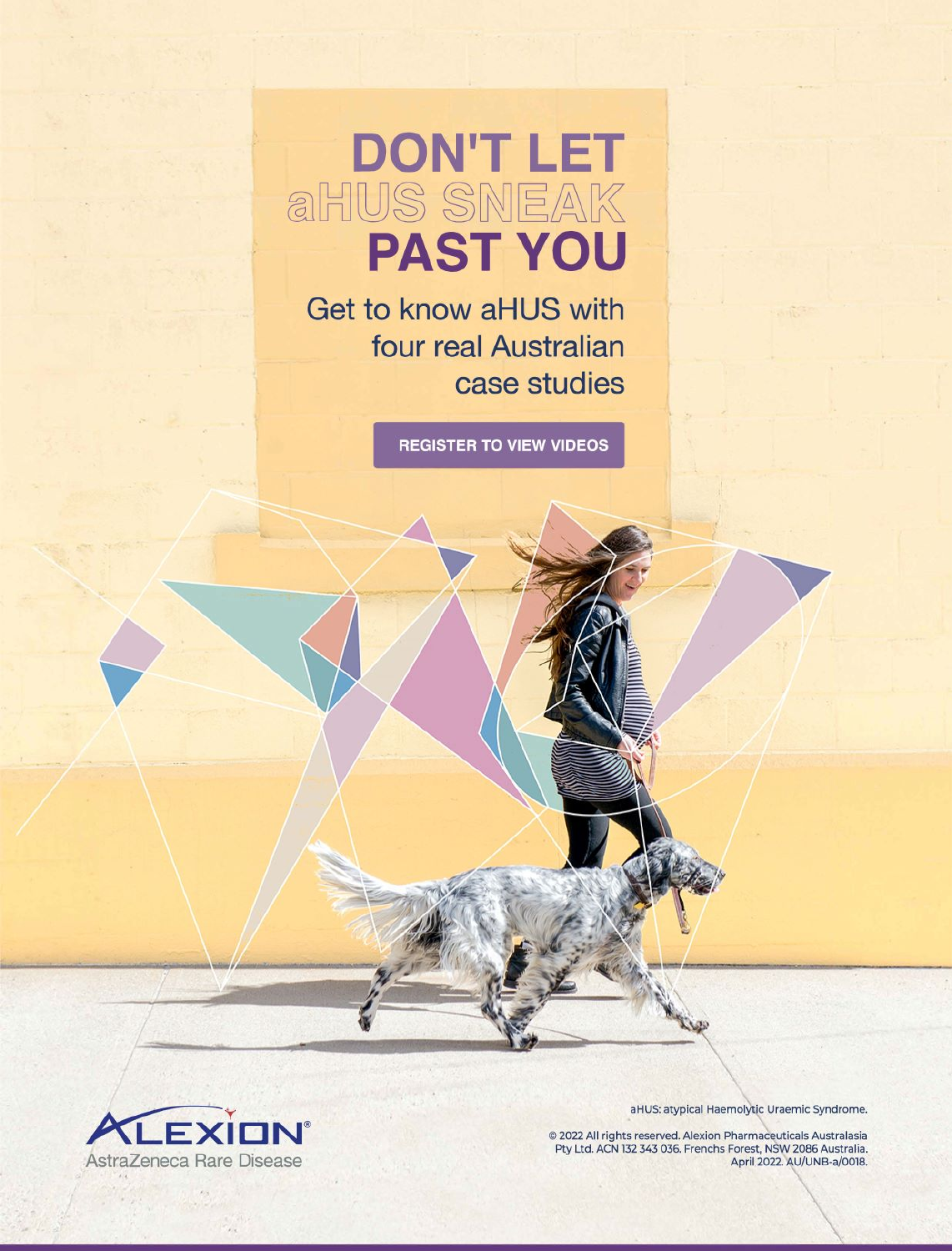# DON'T LET aHUS SNEAK PAST YOU

Get to know aHUS with four real Australian case studies

**REGISTER TO VIEW VIDEOS**

ALEXION®
AstraZeneca Rare Disease

aHUS: atypical Haemolytic Uraemic Syndrome.

© 2022 All rights reserved. Alexion Pharmaceuticals Australasia Pty Ltd. ACN 132 343 036. Frenchs Forest, NSW 2086 Australia. April 2022. AU/UNB-a/0018.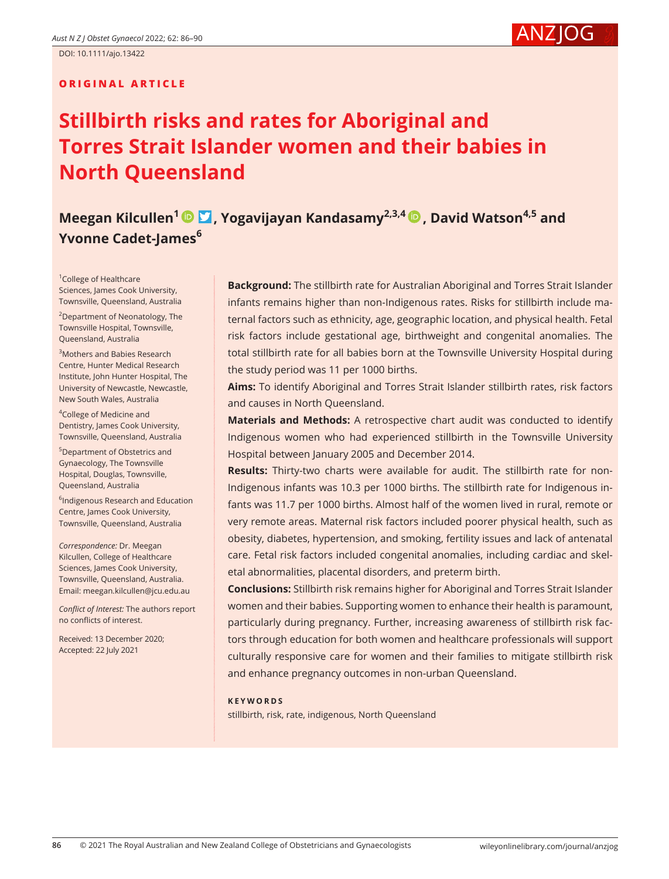DOI: 10.1111/ajo.13422

**ORIGINAL ARTICLE**

# Stillbirth risks and rates for Aboriginal and Torres Strait Islander women and their babies in North Queensland

**Meegan Kilcullen[1], Yogavijayan Kandasamy[2,3,4], David Watson[4,5] and Yvonne Cadet-James[6]**

[1]College of Healthcare Sciences, James Cook University, Townsville, Queensland, Australia

[2]Department of Neonatology, The Townsville Hospital, Townsville, Queensland, Australia

[3]Mothers and Babies Research Centre, Hunter Medical Research Institute, John Hunter Hospital, The University of Newcastle, Newcastle, New South Wales, Australia

[4]College of Medicine and Dentistry, James Cook University, Townsville, Queensland, Australia

[5]Department of Obstetrics and Gynaecology, The Townsville Hospital, Douglas, Townsville, Queensland, Australia

[6]Indigenous Research and Education Centre, James Cook University, Townsville, Queensland, Australia

*Correspondence:* Dr. Meegan Kilcullen, College of Healthcare Sciences, James Cook University, Townsville, Queensland, Australia. Email: meegan.kilcullen@jcu.edu.au

*Conflict of Interest:* The authors report no conflicts of interest.

Received: 13 December 2020; Accepted: 22 July 2021

**Background:** The stillbirth rate for Australian Aboriginal and Torres Strait Islander infants remains higher than non-Indigenous rates. Risks for stillbirth include maternal factors such as ethnicity, age, geographic location, and physical health. Fetal risk factors include gestational age, birthweight and congenital anomalies. The total stillbirth rate for all babies born at the Townsville University Hospital during the study period was 11 per 1000 births.

**Aims:** To identify Aboriginal and Torres Strait Islander stillbirth rates, risk factors and causes in North Queensland.

**Materials and Methods:** A retrospective chart audit was conducted to identify Indigenous women who had experienced stillbirth in the Townsville University Hospital between January 2005 and December 2014.

**Results:** Thirty-two charts were available for audit. The stillbirth rate for non-Indigenous infants was 10.3 per 1000 births. The stillbirth rate for Indigenous infants was 11.7 per 1000 births. Almost half of the women lived in rural, remote or very remote areas. Maternal risk factors included poorer physical health, such as obesity, diabetes, hypertension, and smoking, fertility issues and lack of antenatal care. Fetal risk factors included congenital anomalies, including cardiac and skeletal abnormalities, placental disorders, and preterm birth.

**Conclusions:** Stillbirth risk remains higher for Aboriginal and Torres Strait Islander women and their babies. Supporting women to enhance their health is paramount, particularly during pregnancy. Further, increasing awareness of stillbirth risk factors through education for both women and healthcare professionals will support culturally responsive care for women and their families to mitigate stillbirth risk and enhance pregnancy outcomes in non-urban Queensland.

**KEYWORDS**

stillbirth, risk, rate, indigenous, North Queensland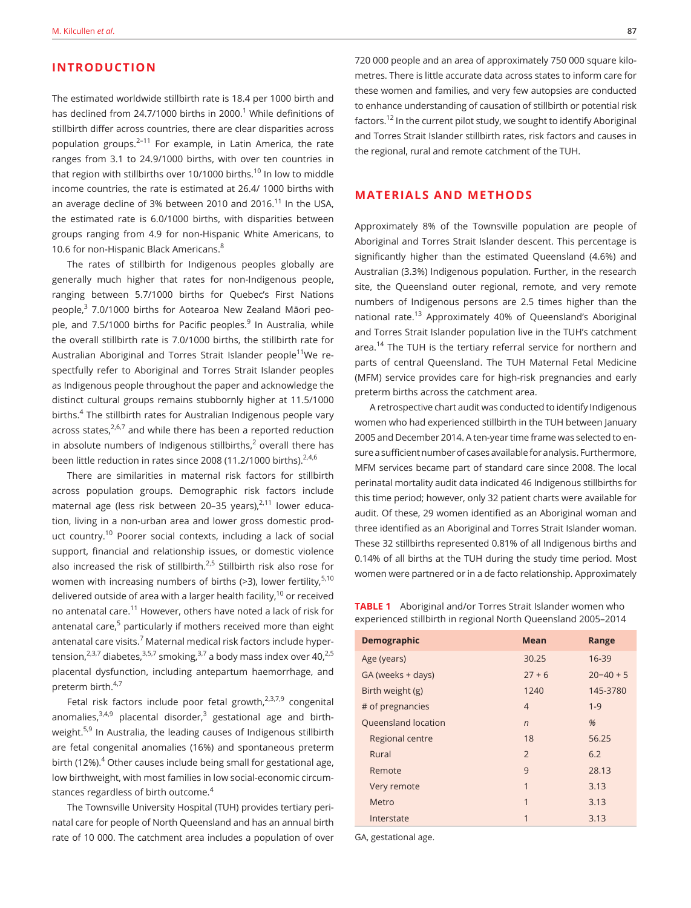## INTRODUCTION

The estimated worldwide stillbirth rate is 18.4 per 1000 birth and has declined from 24.7/1000 births in 2000.[1] While definitions of stillbirth differ across countries, there are clear disparities across population groups.[2–11] For example, in Latin America, the rate ranges from 3.1 to 24.9/1000 births, with over ten countries in that region with stillbirths over 10/1000 births.[10] In low to middle income countries, the rate is estimated at 26.4/ 1000 births with an average decline of 3% between 2010 and 2016.[11] In the USA, the estimated rate is 6.0/1000 births, with disparities between groups ranging from 4.9 for non-Hispanic White Americans, to 10.6 for non-Hispanic Black Americans.[8]

The rates of stillbirth for Indigenous peoples globally are generally much higher that rates for non-Indigenous people, ranging between 5.7/1000 births for Quebec's First Nations people,[3] 7.0/1000 births for Aotearoa New Zealand Māori people, and 7.5/1000 births for Pacific peoples.[9] In Australia, while the overall stillbirth rate is 7.0/1000 births, the stillbirth rate for Australian Aboriginal and Torres Strait Islander people[11]We respectfully refer to Aboriginal and Torres Strait Islander peoples as Indigenous people throughout the paper and acknowledge the distinct cultural groups remains stubbornly higher at 11.5/1000 births.[4] The stillbirth rates for Australian Indigenous people vary across states,[2,6,7] and while there has been a reported reduction in absolute numbers of Indigenous stillbirths,[2] overall there has been little reduction in rates since 2008 (11.2/1000 births).[2,4,6]

There are similarities in maternal risk factors for stillbirth across population groups. Demographic risk factors include maternal age (less risk between 20–35 years),[2,11] lower education, living in a non-urban area and lower gross domestic product country.[10] Poorer social contexts, including a lack of social support, financial and relationship issues, or domestic violence also increased the risk of stillbirth.[2,5] Stillbirth risk also rose for women with increasing numbers of births (>3), lower fertility,[5,10] delivered outside of area with a larger health facility,[10] or received no antenatal care.[11] However, others have noted a lack of risk for antenatal care,[5] particularly if mothers received more than eight antenatal care visits.[7] Maternal medical risk factors include hypertension,[2,3,7] diabetes,[3,5,7] smoking,[3,7] a body mass index over 40,[2,5] placental dysfunction, including antepartum haemorrhage, and preterm birth.[4,7]

Fetal risk factors include poor fetal growth,[2,3,7,9] congenital anomalies,[3,4,9] placental disorder,[3] gestational age and birthweight.[5,9] In Australia, the leading causes of Indigenous stillbirth are fetal congenital anomalies (16%) and spontaneous preterm birth (12%).[4] Other causes include being small for gestational age, low birthweight, with most families in low social-economic circumstances regardless of birth outcome.[4]

The Townsville University Hospital (TUH) provides tertiary perinatal care for people of North Queensland and has an annual birth rate of 10 000. The catchment area includes a population of over 720 000 people and an area of approximately 750 000 square kilometres. There is little accurate data across states to inform care for these women and families, and very few autopsies are conducted to enhance understanding of causation of stillbirth or potential risk factors.[12] In the current pilot study, we sought to identify Aboriginal and Torres Strait Islander stillbirth rates, risk factors and causes in the regional, rural and remote catchment of the TUH.

## MATERIALS AND METHODS

Approximately 8% of the Townsville population are people of Aboriginal and Torres Strait Islander descent. This percentage is significantly higher than the estimated Queensland (4.6%) and Australian (3.3%) Indigenous population. Further, in the research site, the Queensland outer regional, remote, and very remote numbers of Indigenous persons are 2.5 times higher than the national rate.[13] Approximately 40% of Queensland's Aboriginal and Torres Strait Islander population live in the TUH's catchment area.[14] The TUH is the tertiary referral service for northern and parts of central Queensland. The TUH Maternal Fetal Medicine (MFM) service provides care for high-risk pregnancies and early preterm births across the catchment area.

A retrospective chart audit was conducted to identify Indigenous women who had experienced stillbirth in the TUH between January 2005 and December 2014. A ten-year time frame was selected to ensure a sufficient number of cases available for analysis. Furthermore, MFM services became part of standard care since 2008. The local perinatal mortality audit data indicated 46 Indigenous stillbirths for this time period; however, only 32 patient charts were available for audit. Of these, 29 women identified as an Aboriginal woman and three identified as an Aboriginal and Torres Strait Islander woman. These 32 stillbirths represented 0.81% of all Indigenous births and 0.14% of all births at the TUH during the study time period. Most women were partnered or in a de facto relationship. Approximately

**TABLE 1** Aboriginal and/or Torres Strait Islander women who experienced stillbirth in regional North Queensland 2005–2014

| Demographic | Mean | Range |
|---|---|---|
| Age (years) | 30.25 | 16-39 |
| GA (weeks + days) | 27 + 6 | 20−40 + 5 |
| Birth weight (g) | 1240 | 145-3780 |
| # of pregnancies | 4 | 1-9 |
| Queensland location | *n* | *%* |
| Regional centre | 18 | 56.25 |
| Rural | 2 | 6.2 |
| Remote | 9 | 28.13 |
| Very remote | 1 | 3.13 |
| Metro | 1 | 3.13 |
| Interstate | 1 | 3.13 |

GA, gestational age.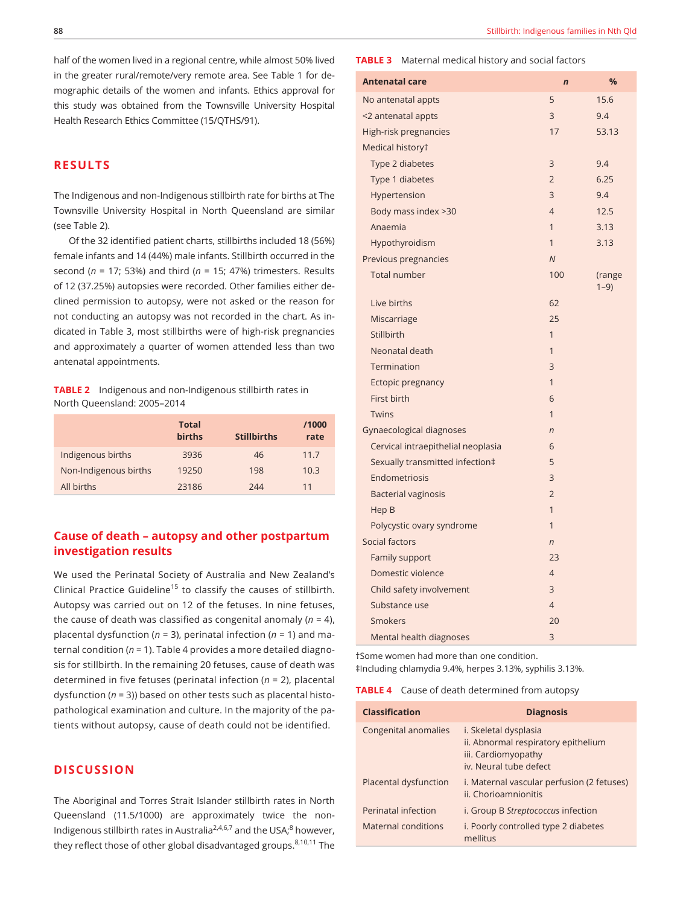half of the women lived in a regional centre, while almost 50% lived in the greater rural/remote/very remote area. See Table 1 for demographic details of the women and infants. Ethics approval for this study was obtained from the Townsville University Hospital Health Research Ethics Committee (15/QTHS/91).

## RESULTS

The Indigenous and non-Indigenous stillbirth rate for births at The Townsville University Hospital in North Queensland are similar (see Table 2).

Of the 32 identified patient charts, stillbirths included 18 (56%) female infants and 14 (44%) male infants. Stillbirth occurred in the second ($n$ = 17; 53%) and third ($n$ = 15; 47%) trimesters. Results of 12 (37.25%) autopsies were recorded. Other families either declined permission to autopsy, were not asked or the reason for not conducting an autopsy was not recorded in the chart. As indicated in Table 3, most stillbirths were of high-risk pregnancies and approximately a quarter of women attended less than two antenatal appointments.

**TABLE 2** Indigenous and non-Indigenous stillbirth rates in North Queensland: 2005–2014

| | Total births | Stillbirths | /1000 rate |
|---|---|---|---|
| Indigenous births | 3936 | 46 | 11.7 |
| Non-Indigenous births | 19250 | 198 | 10.3 |
| All births | 23186 | 244 | 11 |

### Cause of death – autopsy and other postpartum investigation results

We used the Perinatal Society of Australia and New Zealand's Clinical Practice Guideline[15] to classify the causes of stillbirth. Autopsy was carried out on 12 of the fetuses. In nine fetuses, the cause of death was classified as congenital anomaly ($n$ = 4), placental dysfunction ($n$ = 3), perinatal infection ($n$ = 1) and maternal condition ($n$ = 1). Table 4 provides a more detailed diagnosis for stillbirth. In the remaining 20 fetuses, cause of death was determined in five fetuses (perinatal infection ($n$ = 2), placental dysfunction ($n$ = 3)) based on other tests such as placental histopathological examination and culture. In the majority of the patients without autopsy, cause of death could not be identified.

## DISCUSSION

The Aboriginal and Torres Strait Islander stillbirth rates in North Queensland (11.5/1000) are approximately twice the non-Indigenous stillbirth rates in Australia[2,4,6,7] and the USA;[8] however, they reflect those of other global disadvantaged groups.[8,10,11] The

**TABLE 3** Maternal medical history and social factors

| Antenatal care | $n$ | % |
|---|---|---|
| No antenatal appts | 5 | 15.6 |
| <2 antenatal appts | 3 | 9.4 |
| High-risk pregnancies | 17 | 53.13 |
| Medical history† | | |
| Type 2 diabetes | 3 | 9.4 |
| Type 1 diabetes | 2 | 6.25 |
| Hypertension | 3 | 9.4 |
| Body mass index >30 | 4 | 12.5 |
| Anaemia | 1 | 3.13 |
| Hypothyroidism | 1 | 3.13 |
| Previous pregnancies | $N$ | |
| Total number | 100 | (range 1–9) |
| Live births | 62 | |
| Miscarriage | 25 | |
| Stillbirth | 1 | |
| Neonatal death | 1 | |
| Termination | 3 | |
| Ectopic pregnancy | 1 | |
| First birth | 6 | |
| Twins | 1 | |
| Gynaecological diagnoses | $n$ | |
| Cervical intraepithelial neoplasia | 6 | |
| Sexually transmitted infection‡ | 5 | |
| Endometriosis | 3 | |
| Bacterial vaginosis | 2 | |
| Hep B | 1 | |
| Polycystic ovary syndrome | 1 | |
| Social factors | $n$ | |
| Family support | 23 | |
| Domestic violence | 4 | |
| Child safety involvement | 3 | |
| Substance use | 4 | |
| Smokers | 20 | |
| Mental health diagnoses | 3 | |

†Some women had more than one condition.
‡Including chlamydia 9.4%, herpes 3.13%, syphilis 3.13%.

**TABLE 4** Cause of death determined from autopsy

| Classification | Diagnosis |
|---|---|
| Congenital anomalies | i. Skeletal dysplasia<br>ii. Abnormal respiratory epithelium<br>iii. Cardiomyopathy<br>iv. Neural tube defect |
| Placental dysfunction | i. Maternal vascular perfusion (2 fetuses)<br>ii. Chorioamnionitis |
| Perinatal infection | i. Group B *Streptococcus* infection |
| Maternal conditions | i. Poorly controlled type 2 diabetes mellitus |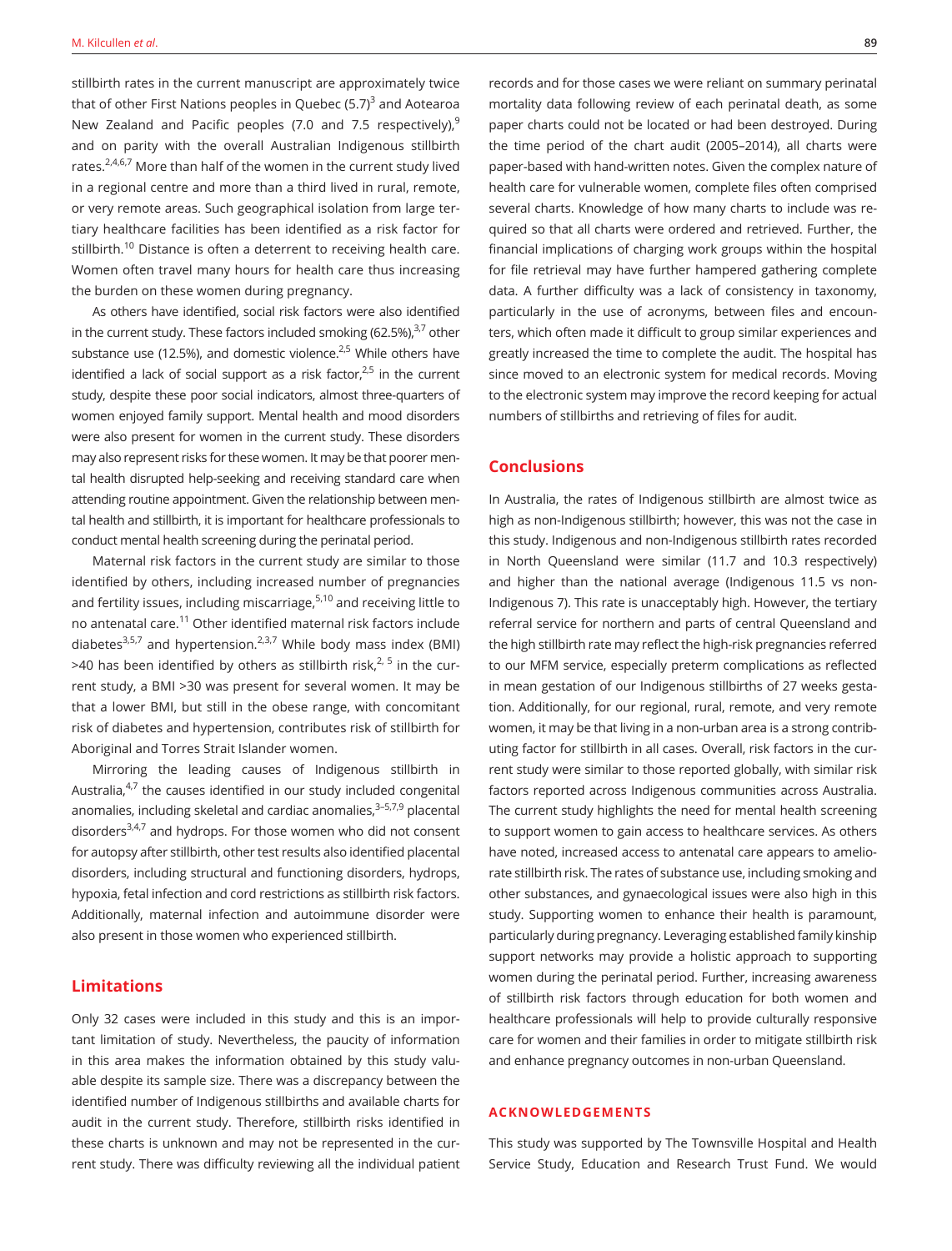stillbirth rates in the current manuscript are approximately twice that of other First Nations peoples in Quebec (5.7)[3] and Aotearoa New Zealand and Pacific peoples (7.0 and 7.5 respectively),[9] and on parity with the overall Australian Indigenous stillbirth rates.[2,4,6,7] More than half of the women in the current study lived in a regional centre and more than a third lived in rural, remote, or very remote areas. Such geographical isolation from large tertiary healthcare facilities has been identified as a risk factor for stillbirth.[10] Distance is often a deterrent to receiving health care. Women often travel many hours for health care thus increasing the burden on these women during pregnancy.

As others have identified, social risk factors were also identified in the current study. These factors included smoking (62.5%),[3,7] other substance use (12.5%), and domestic violence.[2,5] While others have identified a lack of social support as a risk factor,[2,5] in the current study, despite these poor social indicators, almost three-quarters of women enjoyed family support. Mental health and mood disorders were also present for women in the current study. These disorders may also represent risks for these women. It may be that poorer mental health disrupted help-seeking and receiving standard care when attending routine appointment. Given the relationship between mental health and stillbirth, it is important for healthcare professionals to conduct mental health screening during the perinatal period.

Maternal risk factors in the current study are similar to those identified by others, including increased number of pregnancies and fertility issues, including miscarriage,[5,10] and receiving little to no antenatal care.[11] Other identified maternal risk factors include diabetes[3,5,7] and hypertension.[2,3,7] While body mass index (BMI) >40 has been identified by others as stillbirth risk,[2,5] in the current study, a BMI >30 was present for several women. It may be that a lower BMI, but still in the obese range, with concomitant risk of diabetes and hypertension, contributes risk of stillbirth for Aboriginal and Torres Strait Islander women.

Mirroring the leading causes of Indigenous stillbirth in Australia,[4,7] the causes identified in our study included congenital anomalies, including skeletal and cardiac anomalies,[3–5,7,9] placental disorders[3,4,7] and hydrops. For those women who did not consent for autopsy after stillbirth, other test results also identified placental disorders, including structural and functioning disorders, hydrops, hypoxia, fetal infection and cord restrictions as stillbirth risk factors. Additionally, maternal infection and autoimmune disorder were also present in those women who experienced stillbirth.

## Limitations

Only 32 cases were included in this study and this is an important limitation of study. Nevertheless, the paucity of information in this area makes the information obtained by this study valuable despite its sample size. There was a discrepancy between the identified number of Indigenous stillbirths and available charts for audit in the current study. Therefore, stillbirth risks identified in these charts is unknown and may not be represented in the current study. There was difficulty reviewing all the individual patient records and for those cases we were reliant on summary perinatal mortality data following review of each perinatal death, as some paper charts could not be located or had been destroyed. During the time period of the chart audit (2005–2014), all charts were paper-based with hand-written notes. Given the complex nature of health care for vulnerable women, complete files often comprised several charts. Knowledge of how many charts to include was required so that all charts were ordered and retrieved. Further, the financial implications of charging work groups within the hospital for file retrieval may have further hampered gathering complete data. A further difficulty was a lack of consistency in taxonomy, particularly in the use of acronyms, between files and encounters, which often made it difficult to group similar experiences and greatly increased the time to complete the audit. The hospital has since moved to an electronic system for medical records. Moving to the electronic system may improve the record keeping for actual numbers of stillbirths and retrieving of files for audit.

## Conclusions

In Australia, the rates of Indigenous stillbirth are almost twice as high as non-Indigenous stillbirth; however, this was not the case in this study. Indigenous and non-Indigenous stillbirth rates recorded in North Queensland were similar (11.7 and 10.3 respectively) and higher than the national average (Indigenous 11.5 vs non-Indigenous 7). This rate is unacceptably high. However, the tertiary referral service for northern and parts of central Queensland and the high stillbirth rate may reflect the high-risk pregnancies referred to our MFM service, especially preterm complications as reflected in mean gestation of our Indigenous stillbirths of 27 weeks gestation. Additionally, for our regional, rural, remote, and very remote women, it may be that living in a non-urban area is a strong contributing factor for stillbirth in all cases. Overall, risk factors in the current study were similar to those reported globally, with similar risk factors reported across Indigenous communities across Australia. The current study highlights the need for mental health screening to support women to gain access to healthcare services. As others have noted, increased access to antenatal care appears to ameliorate stillbirth risk. The rates of substance use, including smoking and other substances, and gynaecological issues were also high in this study. Supporting women to enhance their health is paramount, particularly during pregnancy. Leveraging established family kinship support networks may provide a holistic approach to supporting women during the perinatal period. Further, increasing awareness of stillbirth risk factors through education for both women and healthcare professionals will help to provide culturally responsive care for women and their families in order to mitigate stillbirth risk and enhance pregnancy outcomes in non-urban Queensland.

### ACKNOWLEDGEMENTS

This study was supported by The Townsville Hospital and Health Service Study, Education and Research Trust Fund. We would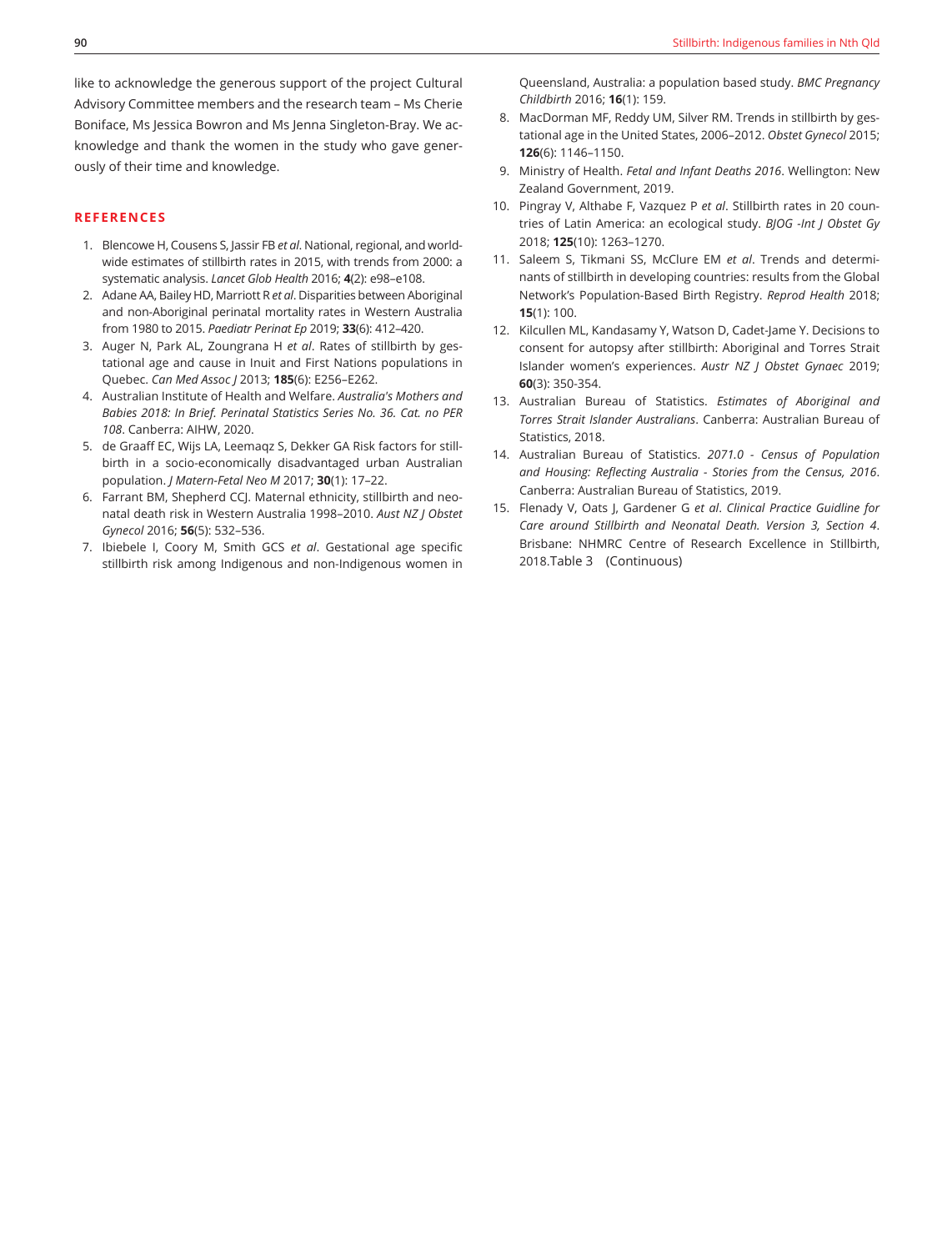like to acknowledge the generous support of the project Cultural Advisory Committee members and the research team – Ms Cherie Boniface, Ms Jessica Bowron and Ms Jenna Singleton-Bray. We acknowledge and thank the women in the study who gave generously of their time and knowledge.

## REFERENCES

1. Blencowe H, Cousens S, Jassir FB *et al*. National, regional, and worldwide estimates of stillbirth rates in 2015, with trends from 2000: a systematic analysis. *Lancet Glob Health* 2016; **4**(2): e98–e108.
2. Adane AA, Bailey HD, Marriott R *et al*. Disparities between Aboriginal and non-Aboriginal perinatal mortality rates in Western Australia from 1980 to 2015. *Paediatr Perinat Ep* 2019; **33**(6): 412–420.
3. Auger N, Park AL, Zoungrana H *et al*. Rates of stillbirth by gestational age and cause in Inuit and First Nations populations in Quebec. *Can Med Assoc J* 2013; **185**(6): E256–E262.
4. Australian Institute of Health and Welfare. *Australia's Mothers and Babies 2018: In Brief. Perinatal Statistics Series No. 36. Cat. no PER 108*. Canberra: AIHW, 2020.
5. de Graaff EC, Wijs LA, Leemaqz S, Dekker GA Risk factors for stillbirth in a socio-economically disadvantaged urban Australian population. *J Matern-Fetal Neo M* 2017; **30**(1): 17–22.
6. Farrant BM, Shepherd CCJ. Maternal ethnicity, stillbirth and neonatal death risk in Western Australia 1998–2010. *Aust NZ J Obstet Gynecol* 2016; **56**(5): 532–536.
7. Ibiebele I, Coory M, Smith GCS *et al*. Gestational age specific stillbirth risk among Indigenous and non-Indigenous women in Queensland, Australia: a population based study. *BMC Pregnancy Childbirth* 2016; **16**(1): 159.
8. MacDorman MF, Reddy UM, Silver RM. Trends in stillbirth by gestational age in the United States, 2006–2012. *Obstet Gynecol* 2015; **126**(6): 1146–1150.
9. Ministry of Health. *Fetal and Infant Deaths 2016*. Wellington: New Zealand Government, 2019.
10. Pingray V, Althabe F, Vazquez P *et al*. Stillbirth rates in 20 countries of Latin America: an ecological study. *BJOG -Int J Obstet Gy* 2018; **125**(10): 1263–1270.
11. Saleem S, Tikmani SS, McClure EM *et al*. Trends and determinants of stillbirth in developing countries: results from the Global Network's Population-Based Birth Registry. *Reprod Health* 2018; **15**(1): 100.
12. Kilcullen ML, Kandasamy Y, Watson D, Cadet-Jame Y. Decisions to consent for autopsy after stillbirth: Aboriginal and Torres Strait Islander women's experiences. *Austr NZ J Obstet Gynaec* 2019; **60**(3): 350-354.
13. Australian Bureau of Statistics. *Estimates of Aboriginal and Torres Strait Islander Australians*. Canberra: Australian Bureau of Statistics, 2018.
14. Australian Bureau of Statistics. *2071.0 - Census of Population and Housing: Reflecting Australia - Stories from the Census, 2016*. Canberra: Australian Bureau of Statistics, 2019.
15. Flenady V, Oats J, Gardener G *et al*. *Clinical Practice Guidline for Care around Stillbirth and Neonatal Death. Version 3, Section 4*. Brisbane: NHMRC Centre of Research Excellence in Stillbirth, 2018.Table 3 (Continuous)